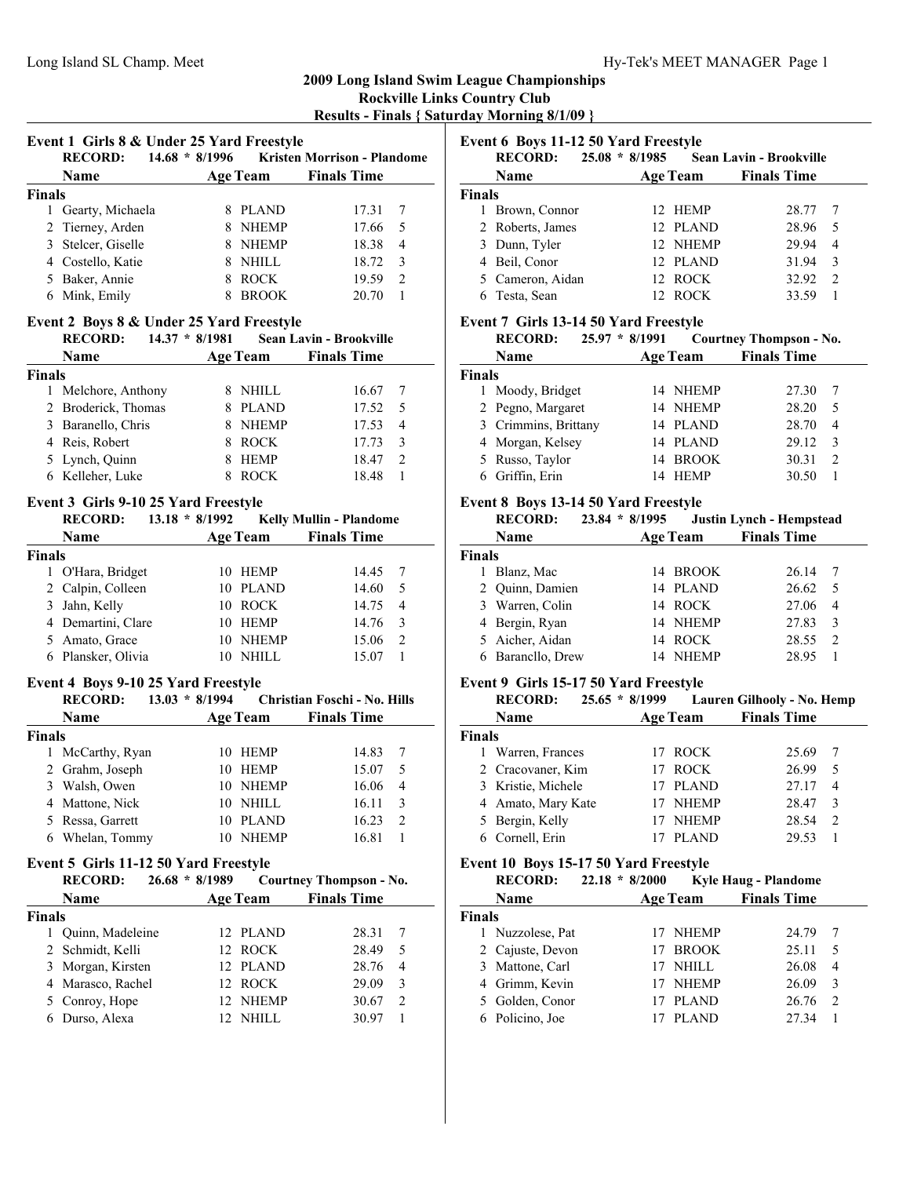# 2009 Long Island Swim League Championships

## Rockville Links Country Club

### Results - Finals { Saturday Morning 8/1/09 }

### Event 1 Girls 8 & Under 25 Yard Freestyle

**RECORD:** 14.68 * 8/1996 Kristen Morrison - Plandome

| | Name | Age | Team | Finals Time | |
|---|---|---|---|---|---|
| **Finals** | | | | | |
| 1 | Gearty, Michaela | 8 | PLAND | 17.31 | 7 |
| 2 | Tierney, Arden | 8 | NHEMP | 17.66 | 5 |
| 3 | Stelcer, Giselle | 8 | NHEMP | 18.38 | 4 |
| 4 | Costello, Katie | 8 | NHILL | 18.72 | 3 |
| 5 | Baker, Annie | 8 | ROCK | 19.59 | 2 |
| 6 | Mink, Emily | 8 | BROOK | 20.70 | 1 |

### Event 2 Boys 8 & Under 25 Yard Freestyle

**RECORD:** 14.37 * 8/1981 Sean Lavin - Brookville

| | Name | Age | Team | Finals Time | |
|---|---|---|---|---|---|
| **Finals** | | | | | |
| 1 | Melchore, Anthony | 8 | NHILL | 16.67 | 7 |
| 2 | Broderick, Thomas | 8 | PLAND | 17.52 | 5 |
| 3 | Baranello, Chris | 8 | NHEMP | 17.53 | 4 |
| 4 | Reis, Robert | 8 | ROCK | 17.73 | 3 |
| 5 | Lynch, Quinn | 8 | HEMP | 18.47 | 2 |
| 6 | Kelleher, Luke | 8 | ROCK | 18.48 | 1 |

### Event 3 Girls 9-10 25 Yard Freestyle

**RECORD:** 13.18 * 8/1992 Kelly Mullin - Plandome

| | Name | Age | Team | Finals Time | |
|---|---|---|---|---|---|
| **Finals** | | | | | |
| 1 | O'Hara, Bridget | 10 | HEMP | 14.45 | 7 |
| 2 | Calpin, Colleen | 10 | PLAND | 14.60 | 5 |
| 3 | Jahn, Kelly | 10 | ROCK | 14.75 | 4 |
| 4 | Demartini, Clare | 10 | HEMP | 14.76 | 3 |
| 5 | Amato, Grace | 10 | NHEMP | 15.06 | 2 |
| 6 | Plansker, Olivia | 10 | NHILL | 15.07 | 1 |

### Event 4 Boys 9-10 25 Yard Freestyle

**RECORD:** 13.03 * 8/1994 Christian Foschi - No. Hills

| | Name | Age | Team | Finals Time | |
|---|---|---|---|---|---|
| **Finals** | | | | | |
| 1 | McCarthy, Ryan | 10 | HEMP | 14.83 | 7 |
| 2 | Grahm, Joseph | 10 | HEMP | 15.07 | 5 |
| 3 | Walsh, Owen | 10 | NHEMP | 16.06 | 4 |
| 4 | Mattone, Nick | 10 | NHILL | 16.11 | 3 |
| 5 | Ressa, Garrett | 10 | PLAND | 16.23 | 2 |
| 6 | Whelan, Tommy | 10 | NHEMP | 16.81 | 1 |

### Event 5 Girls 11-12 50 Yard Freestyle

**RECORD:** 26.68 * 8/1989 Courtney Thompson - No.

| | Name | Age | Team | Finals Time | |
|---|---|---|---|---|---|
| **Finals** | | | | | |
| 1 | Quinn, Madeleine | 12 | PLAND | 28.31 | 7 |
| 2 | Schmidt, Kelli | 12 | ROCK | 28.49 | 5 |
| 3 | Morgan, Kirsten | 12 | PLAND | 28.76 | 4 |
| 4 | Marasco, Rachel | 12 | ROCK | 29.09 | 3 |
| 5 | Conroy, Hope | 12 | NHEMP | 30.67 | 2 |
| 6 | Durso, Alexa | 12 | NHILL | 30.97 | 1 |

### Event 6 Boys 11-12 50 Yard Freestyle

**RECORD:** 25.08 * 8/1985 Sean Lavin - Brookville

| | Name | Age | Team | Finals Time | |
|---|---|---|---|---|---|
| **Finals** | | | | | |
| 1 | Brown, Connor | 12 | HEMP | 28.77 | 7 |
| 2 | Roberts, James | 12 | PLAND | 28.96 | 5 |
| 3 | Dunn, Tyler | 12 | NHEMP | 29.94 | 4 |
| 4 | Beil, Conor | 12 | PLAND | 31.94 | 3 |
| 5 | Cameron, Aidan | 12 | ROCK | 32.92 | 2 |
| 6 | Testa, Sean | 12 | ROCK | 33.59 | 1 |

### Event 7 Girls 13-14 50 Yard Freestyle

**RECORD:** 25.97 * 8/1991 Courtney Thompson - No.

| | Name | Age | Team | Finals Time | |
|---|---|---|---|---|---|
| **Finals** | | | | | |
| 1 | Moody, Bridget | 14 | NHEMP | 27.30 | 7 |
| 2 | Pegno, Margaret | 14 | NHEMP | 28.20 | 5 |
| 3 | Crimmins, Brittany | 14 | PLAND | 28.70 | 4 |
| 4 | Morgan, Kelsey | 14 | PLAND | 29.12 | 3 |
| 5 | Russo, Taylor | 14 | BROOK | 30.31 | 2 |
| 6 | Griffin, Erin | 14 | HEMP | 30.50 | 1 |

### Event 8 Boys 13-14 50 Yard Freestyle

**RECORD:** 23.84 * 8/1995 Justin Lynch - Hempstead

| | Name | Age | Team | Finals Time | |
|---|---|---|---|---|---|
| **Finals** | | | | | |
| 1 | Blanz, Mac | 14 | BROOK | 26.14 | 7 |
| 2 | Quinn, Damien | 14 | PLAND | 26.62 | 5 |
| 3 | Warren, Colin | 14 | ROCK | 27.06 | 4 |
| 4 | Bergin, Ryan | 14 | NHEMP | 27.83 | 3 |
| 5 | Aicher, Aidan | 14 | ROCK | 28.55 | 2 |
| 6 | Barancllo, Drew | 14 | NHEMP | 28.95 | 1 |

### Event 9 Girls 15-17 50 Yard Freestyle

**RECORD:** 25.65 * 8/1999 Lauren Gilhooly - No. Hemp

| | Name | Age | Team | Finals Time | |
|---|---|---|---|---|---|
| **Finals** | | | | | |
| 1 | Warren, Frances | 17 | ROCK | 25.69 | 7 |
| 2 | Cracovaner, Kim | 17 | ROCK | 26.99 | 5 |
| 3 | Kristie, Michele | 17 | PLAND | 27.17 | 4 |
| 4 | Amato, Mary Kate | 17 | NHEMP | 28.47 | 3 |
| 5 | Bergin, Kelly | 17 | NHEMP | 28.54 | 2 |
| 6 | Cornell, Erin | 17 | PLAND | 29.53 | 1 |

### Event 10 Boys 15-17 50 Yard Freestyle

**RECORD:** 22.18 * 8/2000 Kyle Haug - Plandome

| | Name | Age | Team | Finals Time | |
|---|---|---|---|---|---|
| **Finals** | | | | | |
| 1 | Nuzzolese, Pat | 17 | NHEMP | 24.79 | 7 |
| 2 | Cajuste, Devon | 17 | BROOK | 25.11 | 5 |
| 3 | Mattone, Carl | 17 | NHILL | 26.08 | 4 |
| 4 | Grimm, Kevin | 17 | NHEMP | 26.09 | 3 |
| 5 | Golden, Conor | 17 | PLAND | 26.76 | 2 |
| 6 | Policino, Joe | 17 | PLAND | 27.34 | 1 |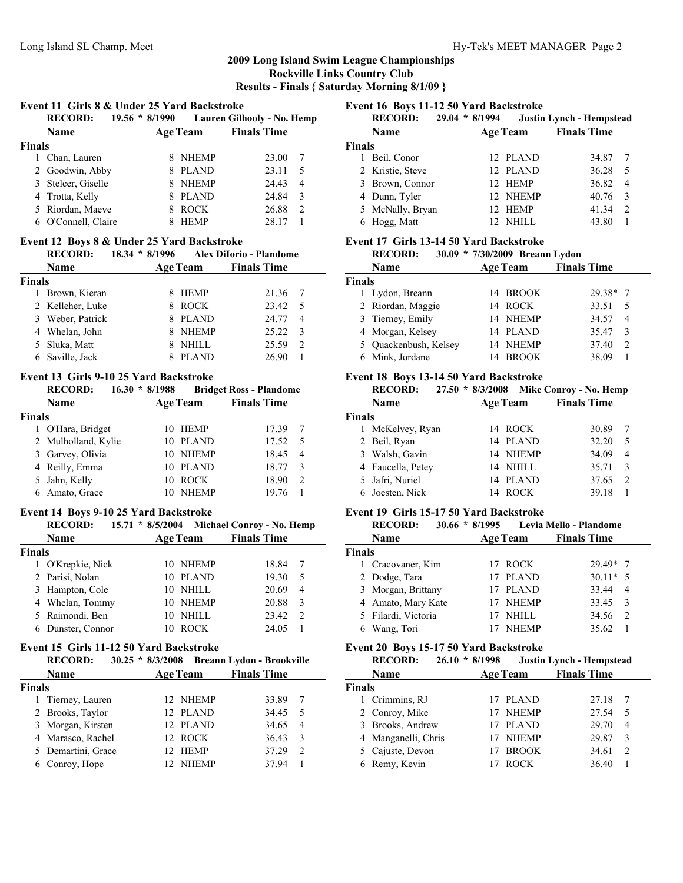**2009 Long Island Swim League Championships**
**Rockville Links Country Club**
**Results - Finals { Saturday Morning 8/1/09 }**

### Event 11 Girls 8 & Under 25 Yard Backstroke

RECORD: 19.56 * 8/1990 Lauren Gilhooly - No. Hemp

| | Name | Age | Team | Finals Time | |
|---|---|---|---|---|---|
| **Finals** | | | | | |
| 1 | Chan, Lauren | 8 | NHEMP | 23.00 | 7 |
| 2 | Goodwin, Abby | 8 | PLAND | 23.11 | 5 |
| 3 | Stelcer, Giselle | 8 | NHEMP | 24.43 | 4 |
| 4 | Trotta, Kelly | 8 | PLAND | 24.84 | 3 |
| 5 | Riordan, Maeve | 8 | ROCK | 26.88 | 2 |
| 6 | O'Connell, Claire | 8 | HEMP | 28.17 | 1 |

### Event 12 Boys 8 & Under 25 Yard Backstroke

RECORD: 18.34 * 8/1996 Alex DiIorio - Plandome

| | Name | Age | Team | Finals Time | |
|---|---|---|---|---|---|
| **Finals** | | | | | |
| 1 | Brown, Kieran | 8 | HEMP | 21.36 | 7 |
| 2 | Kelleher, Luke | 8 | ROCK | 23.42 | 5 |
| 3 | Weber, Patrick | 8 | PLAND | 24.77 | 4 |
| 4 | Whelan, John | 8 | NHEMP | 25.22 | 3 |
| 5 | Sluka, Matt | 8 | NHILL | 25.59 | 2 |
| 6 | Saville, Jack | 8 | PLAND | 26.90 | 1 |

### Event 13 Girls 9-10 25 Yard Backstroke

RECORD: 16.30 * 8/1988 Bridget Ross - Plandome

| | Name | Age | Team | Finals Time | |
|---|---|---|---|---|---|
| **Finals** | | | | | |
| 1 | O'Hara, Bridget | 10 | HEMP | 17.39 | 7 |
| 2 | Mulholland, Kylie | 10 | PLAND | 17.52 | 5 |
| 3 | Garvey, Olivia | 10 | NHEMP | 18.45 | 4 |
| 4 | Reilly, Emma | 10 | PLAND | 18.77 | 3 |
| 5 | Jahn, Kelly | 10 | ROCK | 18.90 | 2 |
| 6 | Amato, Grace | 10 | NHEMP | 19.76 | 1 |

### Event 14 Boys 9-10 25 Yard Backstroke

RECORD: 15.71 * 8/5/2004 Michael Conroy - No. Hemp

| | Name | Age | Team | Finals Time | |
|---|---|---|---|---|---|
| **Finals** | | | | | |
| 1 | O'Krepkie, Nick | 10 | NHEMP | 18.84 | 7 |
| 2 | Parisi, Nolan | 10 | PLAND | 19.30 | 5 |
| 3 | Hampton, Cole | 10 | NHILL | 20.69 | 4 |
| 4 | Whelan, Tommy | 10 | NHEMP | 20.88 | 3 |
| 5 | Raimondi, Ben | 10 | NHILL | 23.42 | 2 |
| 6 | Dunster, Connor | 10 | ROCK | 24.05 | 1 |

### Event 15 Girls 11-12 50 Yard Backstroke

RECORD: 30.25 * 8/3/2008 Breann Lydon - Brookville

| | Name | Age | Team | Finals Time | |
|---|---|---|---|---|---|
| **Finals** | | | | | |
| 1 | Tierney, Lauren | 12 | NHEMP | 33.89 | 7 |
| 2 | Brooks, Taylor | 12 | PLAND | 34.45 | 5 |
| 3 | Morgan, Kirsten | 12 | PLAND | 34.65 | 4 |
| 4 | Marasco, Rachel | 12 | ROCK | 36.43 | 3 |
| 5 | Demartini, Grace | 12 | HEMP | 37.29 | 2 |
| 6 | Conroy, Hope | 12 | NHEMP | 37.94 | 1 |

### Event 16 Boys 11-12 50 Yard Backstroke

RECORD: 29.04 * 8/1994 Justin Lynch - Hempstead

| | Name | Age | Team | Finals Time | |
|---|---|---|---|---|---|
| **Finals** | | | | | |
| 1 | Beil, Conor | 12 | PLAND | 34.87 | 7 |
| 2 | Kristie, Steve | 12 | PLAND | 36.28 | 5 |
| 3 | Brown, Connor | 12 | HEMP | 36.82 | 4 |
| 4 | Dunn, Tyler | 12 | NHEMP | 40.76 | 3 |
| 5 | McNally, Bryan | 12 | HEMP | 41.34 | 2 |
| 6 | Hogg, Matt | 12 | NHILL | 43.80 | 1 |

### Event 17 Girls 13-14 50 Yard Backstroke

RECORD: 30.09 * 7/30/2009 Breann Lydon

| | Name | Age | Team | Finals Time | |
|---|---|---|---|---|---|
| **Finals** | | | | | |
| 1 | Lydon, Breann | 14 | BROOK | 29.38* | 7 |
| 2 | Riordan, Maggie | 14 | ROCK | 33.51 | 5 |
| 3 | Tierney, Emily | 14 | NHEMP | 34.57 | 4 |
| 4 | Morgan, Kelsey | 14 | PLAND | 35.47 | 3 |
| 5 | Quackenbush, Kelsey | 14 | NHEMP | 37.40 | 2 |
| 6 | Mink, Jordane | 14 | BROOK | 38.09 | 1 |

### Event 18 Boys 13-14 50 Yard Backstroke

RECORD: 27.50 * 8/3/2008 Mike Conroy - No. Hemp

| | Name | Age | Team | Finals Time | |
|---|---|---|---|---|---|
| **Finals** | | | | | |
| 1 | McKelvey, Ryan | 14 | ROCK | 30.89 | 7 |
| 2 | Beil, Ryan | 14 | PLAND | 32.20 | 5 |
| 3 | Walsh, Gavin | 14 | NHEMP | 34.09 | 4 |
| 4 | Faucella, Petey | 14 | NHILL | 35.71 | 3 |
| 5 | Jafri, Nuriel | 14 | PLAND | 37.65 | 2 |
| 6 | Joesten, Nick | 14 | ROCK | 39.18 | 1 |

### Event 19 Girls 15-17 50 Yard Backstroke

RECORD: 30.66 * 8/1995 Levia Mello - Plandome

| | Name | Age | Team | Finals Time | |
|---|---|---|---|---|---|
| **Finals** | | | | | |
| 1 | Cracovaner, Kim | 17 | ROCK | 29.49* | 7 |
| 2 | Dodge, Tara | 17 | PLAND | 30.11* | 5 |
| 3 | Morgan, Brittany | 17 | PLAND | 33.44 | 4 |
| 4 | Amato, Mary Kate | 17 | NHEMP | 33.45 | 3 |
| 5 | Filardi, Victoria | 17 | NHILL | 34.56 | 2 |
| 6 | Wang, Tori | 17 | NHEMP | 35.62 | 1 |

### Event 20 Boys 15-17 50 Yard Backstroke

RECORD: 26.10 * 8/1998 Justin Lynch - Hempstead

| | Name | Age | Team | Finals Time | |
|---|---|---|---|---|---|
| **Finals** | | | | | |
| 1 | Crimmins, RJ | 17 | PLAND | 27.18 | 7 |
| 2 | Conroy, Mike | 17 | NHEMP | 27.54 | 5 |
| 3 | Brooks, Andrew | 17 | PLAND | 29.70 | 4 |
| 4 | Manganelli, Chris | 17 | NHEMP | 29.87 | 3 |
| 5 | Cajuste, Devon | 17 | BROOK | 34.61 | 2 |
| 6 | Remy, Kevin | 17 | ROCK | 36.40 | 1 |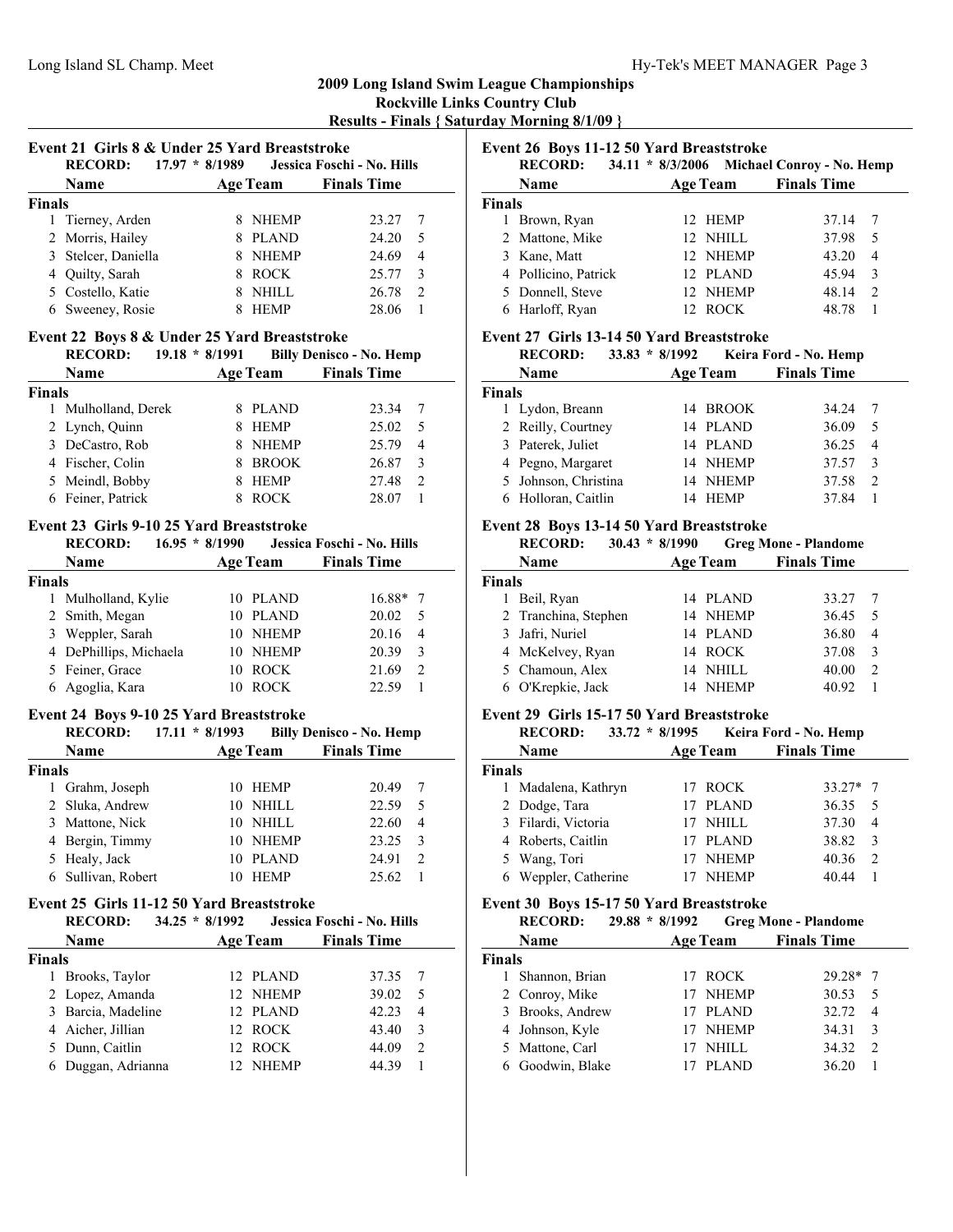## 2009 Long Island Swim League Championships

### Rockville Links Country Club

### Results - Finals { Saturday Morning 8/1/09 }

#### Event 21 Girls 8 & Under 25 Yard Breaststroke

**RECORD:** 17.97 * 8/1989 Jessica Foschi - No. Hills

| | Name | Age | Team | Finals Time | |
|---|---|---|---|---|---|
| **Finals** | | | | | |
| 1 | Tierney, Arden | 8 | NHEMP | 23.27 | 7 |
| 2 | Morris, Hailey | 8 | PLAND | 24.20 | 5 |
| 3 | Stelcer, Daniella | 8 | NHEMP | 24.69 | 4 |
| 4 | Quilty, Sarah | 8 | ROCK | 25.77 | 3 |
| 5 | Costello, Katie | 8 | NHILL | 26.78 | 2 |
| 6 | Sweeney, Rosie | 8 | HEMP | 28.06 | 1 |

#### Event 22 Boys 8 & Under 25 Yard Breaststroke

**RECORD:** 19.18 * 8/1991 Billy Denisco - No. Hemp

| | Name | Age | Team | Finals Time | |
|---|---|---|---|---|---|
| **Finals** | | | | | |
| 1 | Mulholland, Derek | 8 | PLAND | 23.34 | 7 |
| 2 | Lynch, Quinn | 8 | HEMP | 25.02 | 5 |
| 3 | DeCastro, Rob | 8 | NHEMP | 25.79 | 4 |
| 4 | Fischer, Colin | 8 | BROOK | 26.87 | 3 |
| 5 | Meindl, Bobby | 8 | HEMP | 27.48 | 2 |
| 6 | Feiner, Patrick | 8 | ROCK | 28.07 | 1 |

#### Event 23 Girls 9-10 25 Yard Breaststroke

**RECORD:** 16.95 * 8/1990 Jessica Foschi - No. Hills

| | Name | Age | Team | Finals Time | |
|---|---|---|---|---|---|
| **Finals** | | | | | |
| 1 | Mulholland, Kylie | 10 | PLAND | 16.88* | 7 |
| 2 | Smith, Megan | 10 | PLAND | 20.02 | 5 |
| 3 | Weppler, Sarah | 10 | NHEMP | 20.16 | 4 |
| 4 | DePhillips, Michaela | 10 | NHEMP | 20.39 | 3 |
| 5 | Feiner, Grace | 10 | ROCK | 21.69 | 2 |
| 6 | Agoglia, Kara | 10 | ROCK | 22.59 | 1 |

#### Event 24 Boys 9-10 25 Yard Breaststroke

**RECORD:** 17.11 * 8/1993 Billy Denisco - No. Hemp

| | Name | Age | Team | Finals Time | |
|---|---|---|---|---|---|
| **Finals** | | | | | |
| 1 | Grahm, Joseph | 10 | HEMP | 20.49 | 7 |
| 2 | Sluka, Andrew | 10 | NHILL | 22.59 | 5 |
| 3 | Mattone, Nick | 10 | NHILL | 22.60 | 4 |
| 4 | Bergin, Timmy | 10 | NHEMP | 23.25 | 3 |
| 5 | Healy, Jack | 10 | PLAND | 24.91 | 2 |
| 6 | Sullivan, Robert | 10 | HEMP | 25.62 | 1 |

#### Event 25 Girls 11-12 50 Yard Breaststroke

**RECORD:** 34.25 * 8/1992 Jessica Foschi - No. Hills

| | Name | Age | Team | Finals Time | |
|---|---|---|---|---|---|
| **Finals** | | | | | |
| 1 | Brooks, Taylor | 12 | PLAND | 37.35 | 7 |
| 2 | Lopez, Amanda | 12 | NHEMP | 39.02 | 5 |
| 3 | Barcia, Madeline | 12 | PLAND | 42.23 | 4 |
| 4 | Aicher, Jillian | 12 | ROCK | 43.40 | 3 |
| 5 | Dunn, Caitlin | 12 | ROCK | 44.09 | 2 |
| 6 | Duggan, Adrianna | 12 | NHEMP | 44.39 | 1 |

#### Event 26 Boys 11-12 50 Yard Breaststroke

**RECORD:** 34.11 * 8/3/2006 Michael Conroy - No. Hemp

| | Name | Age | Team | Finals Time | |
|---|---|---|---|---|---|
| **Finals** | | | | | |
| 1 | Brown, Ryan | 12 | HEMP | 37.14 | 7 |
| 2 | Mattone, Mike | 12 | NHILL | 37.98 | 5 |
| 3 | Kane, Matt | 12 | NHEMP | 43.20 | 4 |
| 4 | Pollicino, Patrick | 12 | PLAND | 45.94 | 3 |
| 5 | Donnell, Steve | 12 | NHEMP | 48.14 | 2 |
| 6 | Harloff, Ryan | 12 | ROCK | 48.78 | 1 |

#### Event 27 Girls 13-14 50 Yard Breaststroke

**RECORD:** 33.83 * 8/1992 Keira Ford - No. Hemp

| | Name | Age | Team | Finals Time | |
|---|---|---|---|---|---|
| **Finals** | | | | | |
| 1 | Lydon, Breann | 14 | BROOK | 34.24 | 7 |
| 2 | Reilly, Courtney | 14 | PLAND | 36.09 | 5 |
| 3 | Paterek, Juliet | 14 | PLAND | 36.25 | 4 |
| 4 | Pegno, Margaret | 14 | NHEMP | 37.57 | 3 |
| 5 | Johnson, Christina | 14 | NHEMP | 37.58 | 2 |
| 6 | Holloran, Caitlin | 14 | HEMP | 37.84 | 1 |

#### Event 28 Boys 13-14 50 Yard Breaststroke

**RECORD:** 30.43 * 8/1990 Greg Mone - Plandome

| | Name | Age | Team | Finals Time | |
|---|---|---|---|---|---|
| **Finals** | | | | | |
| 1 | Beil, Ryan | 14 | PLAND | 33.27 | 7 |
| 2 | Tranchina, Stephen | 14 | NHEMP | 36.45 | 5 |
| 3 | Jafri, Nuriel | 14 | PLAND | 36.80 | 4 |
| 4 | McKelvey, Ryan | 14 | ROCK | 37.08 | 3 |
| 5 | Chamoun, Alex | 14 | NHILL | 40.00 | 2 |
| 6 | O'Krepkie, Jack | 14 | NHEMP | 40.92 | 1 |

#### Event 29 Girls 15-17 50 Yard Breaststroke

**RECORD:** 33.72 * 8/1995 Keira Ford - No. Hemp

| | Name | Age | Team | Finals Time | |
|---|---|---|---|---|---|
| **Finals** | | | | | |
| 1 | Madalena, Kathryn | 17 | ROCK | 33.27* | 7 |
| 2 | Dodge, Tara | 17 | PLAND | 36.35 | 5 |
| 3 | Filardi, Victoria | 17 | NHILL | 37.30 | 4 |
| 4 | Roberts, Caitlin | 17 | PLAND | 38.82 | 3 |
| 5 | Wang, Tori | 17 | NHEMP | 40.36 | 2 |
| 6 | Weppler, Catherine | 17 | NHEMP | 40.44 | 1 |

#### Event 30 Boys 15-17 50 Yard Breaststroke

**RECORD:** 29.88 * 8/1992 Greg Mone - Plandome

| | Name | Age | Team | Finals Time | |
|---|---|---|---|---|---|
| **Finals** | | | | | |
| 1 | Shannon, Brian | 17 | ROCK | 29.28* | 7 |
| 2 | Conroy, Mike | 17 | NHEMP | 30.53 | 5 |
| 3 | Brooks, Andrew | 17 | PLAND | 32.72 | 4 |
| 4 | Johnson, Kyle | 17 | NHEMP | 34.31 | 3 |
| 5 | Mattone, Carl | 17 | NHILL | 34.32 | 2 |
| 6 | Goodwin, Blake | 17 | PLAND | 36.20 | 1 |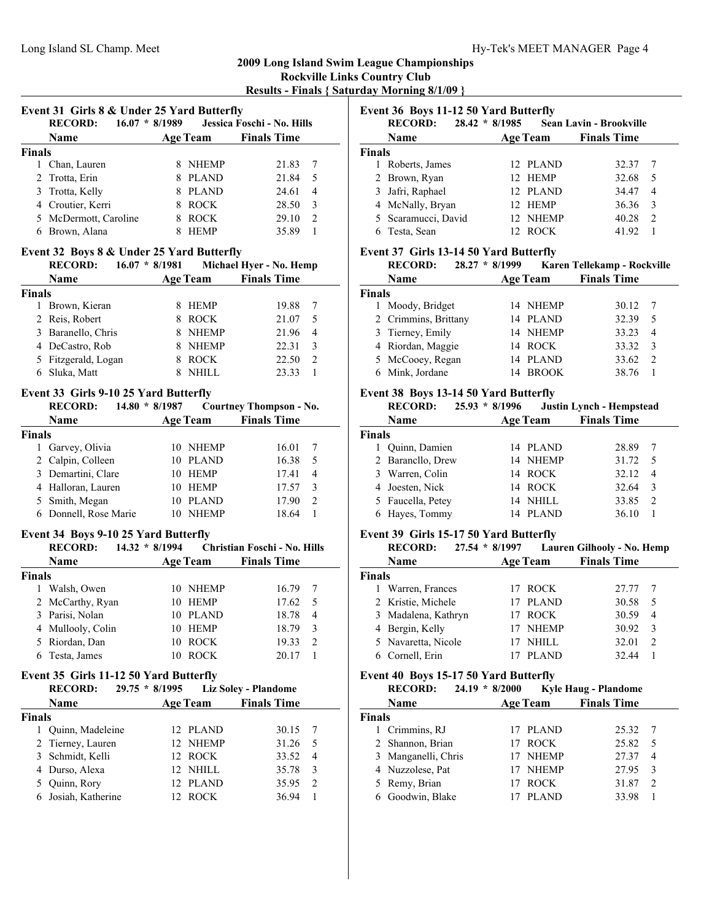## 2009 Long Island Swim League Championships
### Rockville Links Country Club
### Results - Finals { Saturday Morning 8/1/09 }

#### Event 31 Girls 8 & Under 25 Yard Butterfly

**RECORD:** 16.07 * 8/1989 Jessica Foschi - No. Hills

| | Name | Age | Team | Finals Time | |
|---|---|---|---|---|---|
| **Finals** | | | | | |
| 1 | Chan, Lauren | 8 | NHEMP | 21.83 | 7 |
| 2 | Trotta, Erin | 8 | PLAND | 21.84 | 5 |
| 3 | Trotta, Kelly | 8 | PLAND | 24.61 | 4 |
| 4 | Croutier, Kerri | 8 | ROCK | 28.50 | 3 |
| 5 | McDermott, Caroline | 8 | ROCK | 29.10 | 2 |
| 6 | Brown, Alana | 8 | HEMP | 35.89 | 1 |

#### Event 32 Boys 8 & Under 25 Yard Butterfly

**RECORD:** 16.07 * 8/1981 Michael Hyer - No. Hemp

| | Name | Age | Team | Finals Time | |
|---|---|---|---|---|---|
| **Finals** | | | | | |
| 1 | Brown, Kieran | 8 | HEMP | 19.88 | 7 |
| 2 | Reis, Robert | 8 | ROCK | 21.07 | 5 |
| 3 | Baranello, Chris | 8 | NHEMP | 21.96 | 4 |
| 4 | DeCastro, Rob | 8 | NHEMP | 22.31 | 3 |
| 5 | Fitzgerald, Logan | 8 | ROCK | 22.50 | 2 |
| 6 | Sluka, Matt | 8 | NHILL | 23.33 | 1 |

#### Event 33 Girls 9-10 25 Yard Butterfly

**RECORD:** 14.80 * 8/1987 Courtney Thompson - No.

| | Name | Age | Team | Finals Time | |
|---|---|---|---|---|---|
| **Finals** | | | | | |
| 1 | Garvey, Olivia | 10 | NHEMP | 16.01 | 7 |
| 2 | Calpin, Colleen | 10 | PLAND | 16.38 | 5 |
| 3 | Demartini, Clare | 10 | HEMP | 17.41 | 4 |
| 4 | Halloran, Lauren | 10 | HEMP | 17.57 | 3 |
| 5 | Smith, Megan | 10 | PLAND | 17.90 | 2 |
| 6 | Donnell, Rose Marie | 10 | NHEMP | 18.64 | 1 |

#### Event 34 Boys 9-10 25 Yard Butterfly

**RECORD:** 14.32 * 8/1994 Christian Foschi - No. Hills

| | Name | Age | Team | Finals Time | |
|---|---|---|---|---|---|
| **Finals** | | | | | |
| 1 | Walsh, Owen | 10 | NHEMP | 16.79 | 7 |
| 2 | McCarthy, Ryan | 10 | HEMP | 17.62 | 5 |
| 3 | Parisi, Nolan | 10 | PLAND | 18.78 | 4 |
| 4 | Mullooly, Colin | 10 | HEMP | 18.79 | 3 |
| 5 | Riordan, Dan | 10 | ROCK | 19.33 | 2 |
| 6 | Testa, James | 10 | ROCK | 20.17 | 1 |

#### Event 35 Girls 11-12 50 Yard Butterfly

**RECORD:** 29.75 * 8/1995 Liz Soley - Plandome

| | Name | Age | Team | Finals Time | |
|---|---|---|---|---|---|
| **Finals** | | | | | |
| 1 | Quinn, Madeleine | 12 | PLAND | 30.15 | 7 |
| 2 | Tierney, Lauren | 12 | NHEMP | 31.26 | 5 |
| 3 | Schmidt, Kelli | 12 | ROCK | 33.52 | 4 |
| 4 | Durso, Alexa | 12 | NHILL | 35.78 | 3 |
| 5 | Quinn, Rory | 12 | PLAND | 35.95 | 2 |
| 6 | Josiah, Katherine | 12 | ROCK | 36.94 | 1 |

#### Event 36 Boys 11-12 50 Yard Butterfly

**RECORD:** 28.42 * 8/1985 Sean Lavin - Brookville

| | Name | Age | Team | Finals Time | |
|---|---|---|---|---|---|
| **Finals** | | | | | |
| 1 | Roberts, James | 12 | PLAND | 32.37 | 7 |
| 2 | Brown, Ryan | 12 | HEMP | 32.68 | 5 |
| 3 | Jafri, Raphael | 12 | PLAND | 34.47 | 4 |
| 4 | McNally, Bryan | 12 | HEMP | 36.36 | 3 |
| 5 | Scaramucci, David | 12 | NHEMP | 40.28 | 2 |
| 6 | Testa, Sean | 12 | ROCK | 41.92 | 1 |

#### Event 37 Girls 13-14 50 Yard Butterfly

**RECORD:** 28.27 * 8/1999 Karen Tellekamp - Rockville

| | Name | Age | Team | Finals Time | |
|---|---|---|---|---|---|
| **Finals** | | | | | |
| 1 | Moody, Bridget | 14 | NHEMP | 30.12 | 7 |
| 2 | Crimmins, Brittany | 14 | PLAND | 32.39 | 5 |
| 3 | Tierney, Emily | 14 | NHEMP | 33.23 | 4 |
| 4 | Riordan, Maggie | 14 | ROCK | 33.32 | 3 |
| 5 | McCooey, Regan | 14 | PLAND | 33.62 | 2 |
| 6 | Mink, Jordane | 14 | BROOK | 38.76 | 1 |

#### Event 38 Boys 13-14 50 Yard Butterfly

**RECORD:** 25.93 * 8/1996 Justin Lynch - Hempstead

| | Name | Age | Team | Finals Time | |
|---|---|---|---|---|---|
| **Finals** | | | | | |
| 1 | Quinn, Damien | 14 | PLAND | 28.89 | 7 |
| 2 | Barancllo, Drew | 14 | NHEMP | 31.72 | 5 |
| 3 | Warren, Colin | 14 | ROCK | 32.12 | 4 |
| 4 | Joesten, Nick | 14 | ROCK | 32.64 | 3 |
| 5 | Faucella, Petey | 14 | NHILL | 33.85 | 2 |
| 6 | Hayes, Tommy | 14 | PLAND | 36.10 | 1 |

#### Event 39 Girls 15-17 50 Yard Butterfly

**RECORD:** 27.54 * 8/1997 Lauren Gilhooly - No. Hemp

| | Name | Age | Team | Finals Time | |
|---|---|---|---|---|---|
| **Finals** | | | | | |
| 1 | Warren, Frances | 17 | ROCK | 27.77 | 7 |
| 2 | Kristie, Michele | 17 | PLAND | 30.58 | 5 |
| 3 | Madalena, Kathryn | 17 | ROCK | 30.59 | 4 |
| 4 | Bergin, Kelly | 17 | NHEMP | 30.92 | 3 |
| 5 | Navaretta, Nicole | 17 | NHILL | 32.01 | 2 |
| 6 | Cornell, Erin | 17 | PLAND | 32.44 | 1 |

#### Event 40 Boys 15-17 50 Yard Butterfly

**RECORD:** 24.19 * 8/2000 Kyle Haug - Plandome

| | Name | Age | Team | Finals Time | |
|---|---|---|---|---|---|
| **Finals** | | | | | |
| 1 | Crimmins, RJ | 17 | PLAND | 25.32 | 7 |
| 2 | Shannon, Brian | 17 | ROCK | 25.82 | 5 |
| 3 | Manganelli, Chris | 17 | NHEMP | 27.37 | 4 |
| 4 | Nuzzolese, Pat | 17 | NHEMP | 27.95 | 3 |
| 5 | Remy, Brian | 17 | ROCK | 31.87 | 2 |
| 6 | Goodwin, Blake | 17 | PLAND | 33.98 | 1 |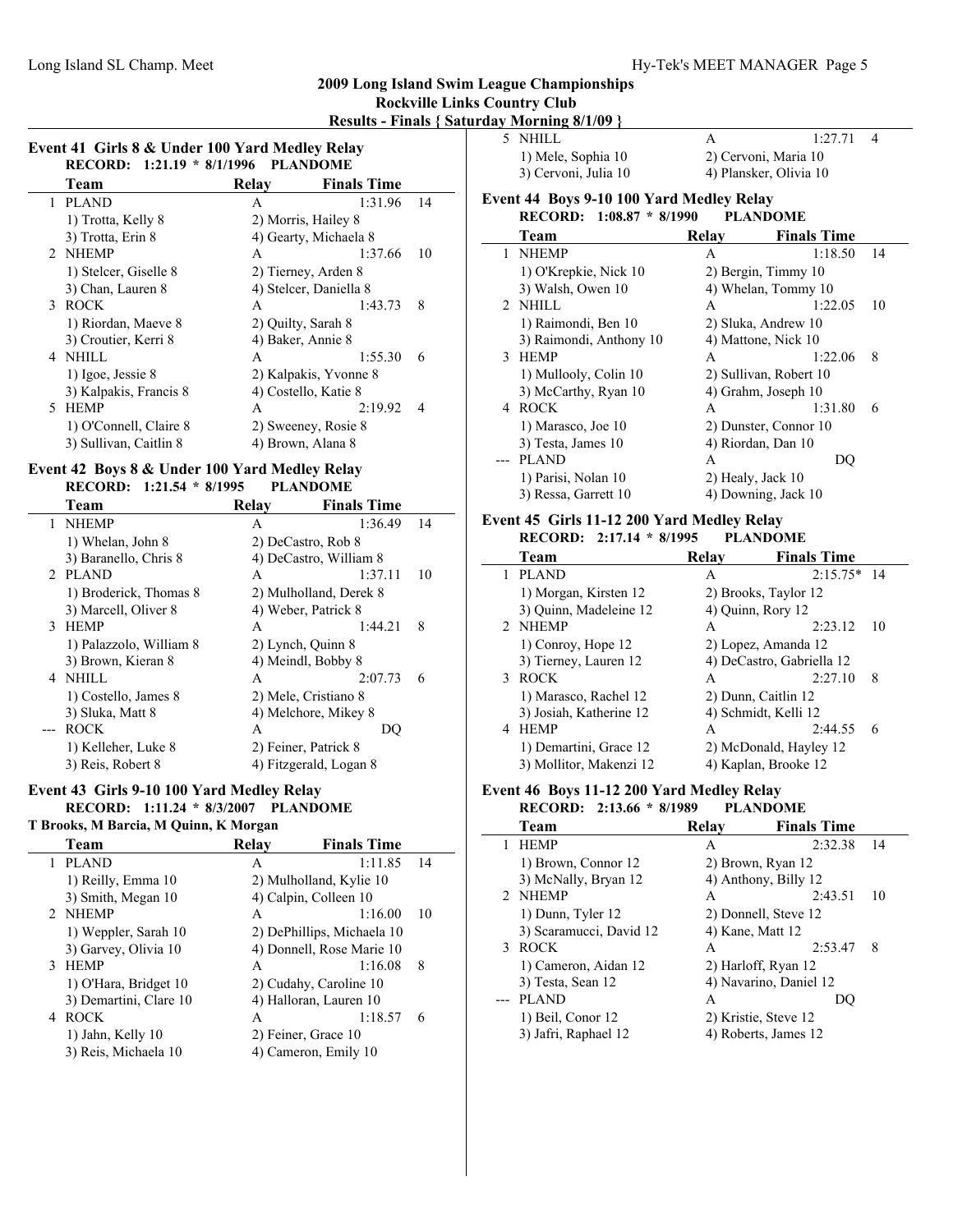## 2009 Long Island Swim League Championships
### Rockville Links Country Club
### Results - Finals { Saturday Morning 8/1/09 }

#### Event 41 Girls 8 & Under 100 Yard Medley Relay
**RECORD: 1:21.19 * 8/1/1996 PLANDOME**

| | Team | Relay | Finals Time | |
|---|---|---|---|---|
| 1 | PLAND | A | 1:31.96 | 14 |
| | 1) Trotta, Kelly 8 | 2) Morris, Hailey 8 | | |
| | 3) Trotta, Erin 8 | 4) Gearty, Michaela 8 | | |
| 2 | NHEMP | A | 1:37.66 | 10 |
| | 1) Stelcer, Giselle 8 | 2) Tierney, Arden 8 | | |
| | 3) Chan, Lauren 8 | 4) Stelcer, Daniella 8 | | |
| 3 | ROCK | A | 1:43.73 | 8 |
| | 1) Riordan, Maeve 8 | 2) Quilty, Sarah 8 | | |
| | 3) Croutier, Kerri 8 | 4) Baker, Annie 8 | | |
| 4 | NHILL | A | 1:55.30 | 6 |
| | 1) Igoe, Jessie 8 | 2) Kalpakis, Yvonne 8 | | |
| | 3) Kalpakis, Francis 8 | 4) Costello, Katie 8 | | |
| 5 | HEMP | A | 2:19.92 | 4 |
| | 1) O'Connell, Claire 8 | 2) Sweeney, Rosie 8 | | |
| | 3) Sullivan, Caitlin 8 | 4) Brown, Alana 8 | | |

#### Event 42 Boys 8 & Under 100 Yard Medley Relay
**RECORD: 1:21.54 * 8/1995 PLANDOME**

| | Team | Relay | Finals Time | |
|---|---|---|---|---|
| 1 | NHEMP | A | 1:36.49 | 14 |
| | 1) Whelan, John 8 | 2) DeCastro, Rob 8 | | |
| | 3) Baranello, Chris 8 | 4) DeCastro, William 8 | | |
| 2 | PLAND | A | 1:37.11 | 10 |
| | 1) Broderick, Thomas 8 | 2) Mulholland, Derek 8 | | |
| | 3) Marcell, Oliver 8 | 4) Weber, Patrick 8 | | |
| 3 | HEMP | A | 1:44.21 | 8 |
| | 1) Palazzolo, William 8 | 2) Lynch, Quinn 8 | | |
| | 3) Brown, Kieran 8 | 4) Meindl, Bobby 8 | | |
| 4 | NHILL | A | 2:07.73 | 6 |
| | 1) Costello, James 8 | 2) Mele, Cristiano 8 | | |
| | 3) Sluka, Matt 8 | 4) Melchore, Mikey 8 | | |
| --- | ROCK | A | DQ | |
| | 1) Kelleher, Luke 8 | 2) Feiner, Patrick 8 | | |
| | 3) Reis, Robert 8 | 4) Fitzgerald, Logan 8 | | |

#### Event 43 Girls 9-10 100 Yard Medley Relay
**RECORD: 1:11.24 * 8/3/2007 PLANDOME**
**T Brooks, M Barcia, M Quinn, K Morgan**

| | Team | Relay | Finals Time | |
|---|---|---|---|---|
| 1 | PLAND | A | 1:11.85 | 14 |
| | 1) Reilly, Emma 10 | 2) Mulholland, Kylie 10 | | |
| | 3) Smith, Megan 10 | 4) Calpin, Colleen 10 | | |
| 2 | NHEMP | A | 1:16.00 | 10 |
| | 1) Weppler, Sarah 10 | 2) DePhillips, Michaela 10 | | |
| | 3) Garvey, Olivia 10 | 4) Donnell, Rose Marie 10 | | |
| 3 | HEMP | A | 1:16.08 | 8 |
| | 1) O'Hara, Bridget 10 | 2) Cudahy, Caroline 10 | | |
| | 3) Demartini, Clare 10 | 4) Halloran, Lauren 10 | | |
| 4 | ROCK | A | 1:18.57 | 6 |
| | 1) Jahn, Kelly 10 | 2) Feiner, Grace 10 | | |
| | 3) Reis, Michaela 10 | 4) Cameron, Emily 10 | | |
| 5 | NHILL | A | 1:27.71 | 4 |
| | 1) Mele, Sophia 10 | 2) Cervoni, Maria 10 | | |
| | 3) Cervoni, Julia 10 | 4) Plansker, Olivia 10 | | |

#### Event 44 Boys 9-10 100 Yard Medley Relay
**RECORD: 1:08.87 * 8/1990 PLANDOME**

| | Team | Relay | Finals Time | |
|---|---|---|---|---|
| 1 | NHEMP | A | 1:18.50 | 14 |
| | 1) O'Krepkie, Nick 10 | 2) Bergin, Timmy 10 | | |
| | 3) Walsh, Owen 10 | 4) Whelan, Tommy 10 | | |
| 2 | NHILL | A | 1:22.05 | 10 |
| | 1) Raimondi, Ben 10 | 2) Sluka, Andrew 10 | | |
| | 3) Raimondi, Anthony 10 | 4) Mattone, Nick 10 | | |
| 3 | HEMP | A | 1:22.06 | 8 |
| | 1) Mullooly, Colin 10 | 2) Sullivan, Robert 10 | | |
| | 3) McCarthy, Ryan 10 | 4) Grahm, Joseph 10 | | |
| 4 | ROCK | A | 1:31.80 | 6 |
| | 1) Marasco, Joe 10 | 2) Dunster, Connor 10 | | |
| | 3) Testa, James 10 | 4) Riordan, Dan 10 | | |
| --- | PLAND | A | DQ | |
| | 1) Parisi, Nolan 10 | 2) Healy, Jack 10 | | |
| | 3) Ressa, Garrett 10 | 4) Downing, Jack 10 | | |

#### Event 45 Girls 11-12 200 Yard Medley Relay
**RECORD: 2:17.14 * 8/1995 PLANDOME**

| | Team | Relay | Finals Time | |
|---|---|---|---|---|
| 1 | PLAND | A | 2:15.75* | 14 |
| | 1) Morgan, Kirsten 12 | 2) Brooks, Taylor 12 | | |
| | 3) Quinn, Madeleine 12 | 4) Quinn, Rory 12 | | |
| 2 | NHEMP | A | 2:23.12 | 10 |
| | 1) Conroy, Hope 12 | 2) Lopez, Amanda 12 | | |
| | 3) Tierney, Lauren 12 | 4) DeCastro, Gabriella 12 | | |
| 3 | ROCK | A | 2:27.10 | 8 |
| | 1) Marasco, Rachel 12 | 2) Dunn, Caitlin 12 | | |
| | 3) Josiah, Katherine 12 | 4) Schmidt, Kelli 12 | | |
| 4 | HEMP | A | 2:44.55 | 6 |
| | 1) Demartini, Grace 12 | 2) McDonald, Hayley 12 | | |
| | 3) Mollitor, Makenzi 12 | 4) Kaplan, Brooke 12 | | |

#### Event 46 Boys 11-12 200 Yard Medley Relay
**RECORD: 2:13.66 * 8/1989 PLANDOME**

| | Team | Relay | Finals Time | |
|---|---|---|---|---|
| 1 | HEMP | A | 2:32.38 | 14 |
| | 1) Brown, Connor 12 | 2) Brown, Ryan 12 | | |
| | 3) McNally, Bryan 12 | 4) Anthony, Billy 12 | | |
| 2 | NHEMP | A | 2:43.51 | 10 |
| | 1) Dunn, Tyler 12 | 2) Donnell, Steve 12 | | |
| | 3) Scaramucci, David 12 | 4) Kane, Matt 12 | | |
| 3 | ROCK | A | 2:53.47 | 8 |
| | 1) Cameron, Aidan 12 | 2) Harloff, Ryan 12 | | |
| | 3) Testa, Sean 12 | 4) Navarino, Daniel 12 | | |
| --- | PLAND | A | DQ | |
| | 1) Beil, Conor 12 | 2) Kristie, Steve 12 | | |
| | 3) Jafri, Raphael 12 | 4) Roberts, James 12 | | |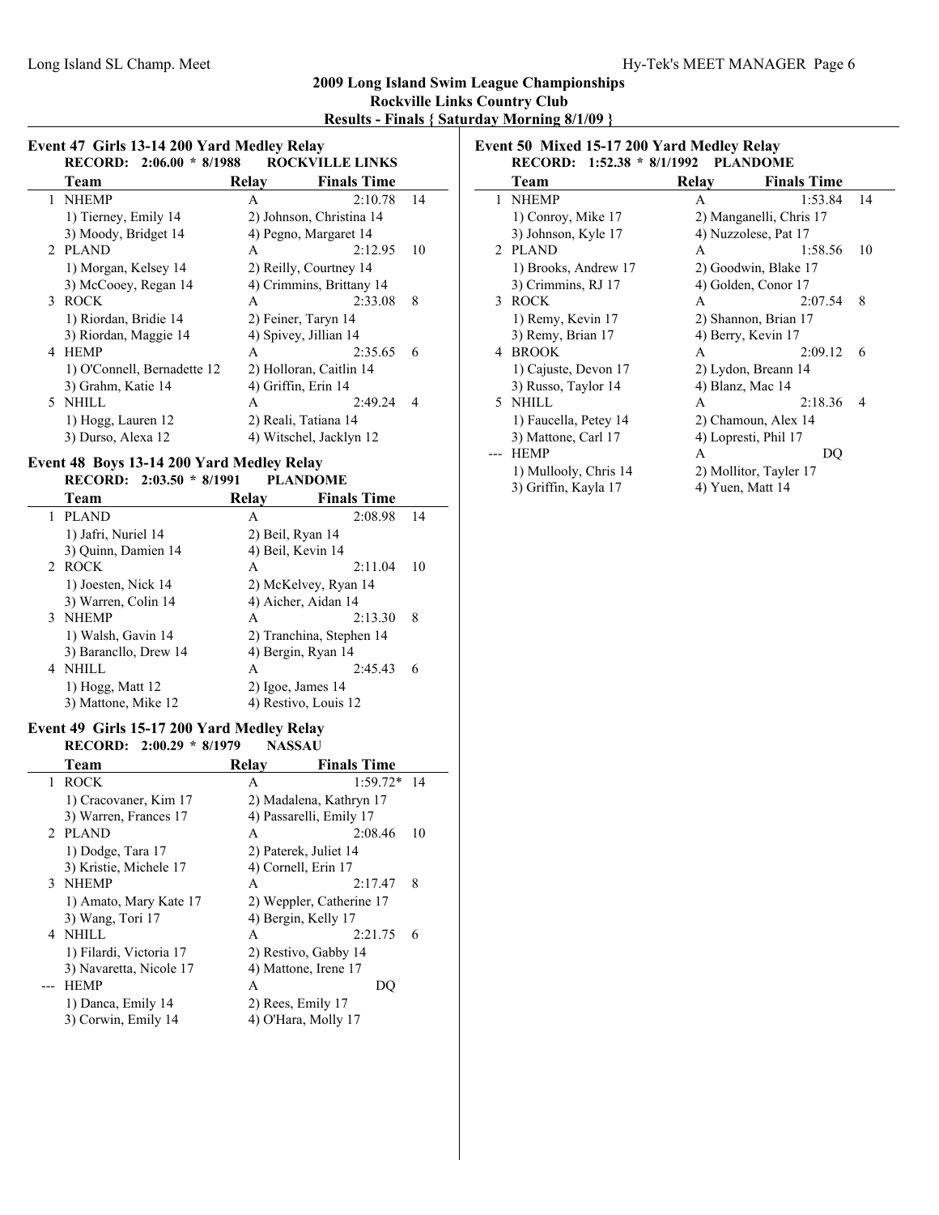## 2009 Long Island Swim League Championships
## Rockville Links Country Club
## Results - Finals { Saturday Morning 8/1/09 }

### Event 47 Girls 13-14 200 Yard Medley Relay

**RECORD: 2:06.00 * 8/1988 ROCKVILLE LINKS**

| | Team | Relay | Finals Time | |
|---|---|---|---|---|
| 1 | NHEMP | A | 2:10.78 | 14 |
| | 1) Tierney, Emily 14 | 2) Johnson, Christina 14 | | |
| | 3) Moody, Bridget 14 | 4) Pegno, Margaret 14 | | |
| 2 | PLAND | A | 2:12.95 | 10 |
| | 1) Morgan, Kelsey 14 | 2) Reilly, Courtney 14 | | |
| | 3) McCooey, Regan 14 | 4) Crimmins, Brittany 14 | | |
| 3 | ROCK | A | 2:33.08 | 8 |
| | 1) Riordan, Bridie 14 | 2) Feiner, Taryn 14 | | |
| | 3) Riordan, Maggie 14 | 4) Spivey, Jillian 14 | | |
| 4 | HEMP | A | 2:35.65 | 6 |
| | 1) O'Connell, Bernadette 12 | 2) Holloran, Caitlin 14 | | |
| | 3) Grahm, Katie 14 | 4) Griffin, Erin 14 | | |
| 5 | NHILL | A | 2:49.24 | 4 |
| | 1) Hogg, Lauren 12 | 2) Reali, Tatiana 14 | | |
| | 3) Durso, Alexa 12 | 4) Witschel, Jacklyn 12 | | |

### Event 48 Boys 13-14 200 Yard Medley Relay

**RECORD: 2:03.50 * 8/1991 PLANDOME**

| | Team | Relay | Finals Time | |
|---|---|---|---|---|
| 1 | PLAND | A | 2:08.98 | 14 |
| | 1) Jafri, Nuriel 14 | 2) Beil, Ryan 14 | | |
| | 3) Quinn, Damien 14 | 4) Beil, Kevin 14 | | |
| 2 | ROCK | A | 2:11.04 | 10 |
| | 1) Joesten, Nick 14 | 2) McKelvey, Ryan 14 | | |
| | 3) Warren, Colin 14 | 4) Aicher, Aidan 14 | | |
| 3 | NHEMP | A | 2:13.30 | 8 |
| | 1) Walsh, Gavin 14 | 2) Tranchina, Stephen 14 | | |
| | 3) Baranello, Drew 14 | 4) Bergin, Ryan 14 | | |
| 4 | NHILL | A | 2:45.43 | 6 |
| | 1) Hogg, Matt 12 | 2) Igoe, James 14 | | |
| | 3) Mattone, Mike 12 | 4) Restivo, Louis 12 | | |

### Event 49 Girls 15-17 200 Yard Medley Relay

**RECORD: 2:00.29 * 8/1979 NASSAU**

| | Team | Relay | Finals Time | |
|---|---|---|---|---|
| 1 | ROCK | A | 1:59.72* | 14 |
| | 1) Cracovaner, Kim 17 | 2) Madalena, Kathryn 17 | | |
| | 3) Warren, Frances 17 | 4) Passarelli, Emily 17 | | |
| 2 | PLAND | A | 2:08.46 | 10 |
| | 1) Dodge, Tara 17 | 2) Paterek, Juliet 14 | | |
| | 3) Kristie, Michele 17 | 4) Cornell, Erin 17 | | |
| 3 | NHEMP | A | 2:17.47 | 8 |
| | 1) Amato, Mary Kate 17 | 2) Weppler, Catherine 17 | | |
| | 3) Wang, Tori 17 | 4) Bergin, Kelly 17 | | |
| 4 | NHILL | A | 2:21.75 | 6 |
| | 1) Filardi, Victoria 17 | 2) Restivo, Gabby 14 | | |
| | 3) Navaretta, Nicole 17 | 4) Mattone, Irene 17 | | |
| --- | HEMP | A | DQ | |
| | 1) Danca, Emily 14 | 2) Rees, Emily 17 | | |
| | 3) Corwin, Emily 14 | 4) O'Hara, Molly 17 | | |

### Event 50 Mixed 15-17 200 Yard Medley Relay

**RECORD: 1:52.38 * 8/1/1992 PLANDOME**

| | Team | Relay | Finals Time | |
|---|---|---|---|---|
| 1 | NHEMP | A | 1:53.84 | 14 |
| | 1) Conroy, Mike 17 | 2) Manganelli, Chris 17 | | |
| | 3) Johnson, Kyle 17 | 4) Nuzzolese, Pat 17 | | |
| 2 | PLAND | A | 1:58.56 | 10 |
| | 1) Brooks, Andrew 17 | 2) Goodwin, Blake 17 | | |
| | 3) Crimmins, RJ 17 | 4) Golden, Conor 17 | | |
| 3 | ROCK | A | 2:07.54 | 8 |
| | 1) Remy, Kevin 17 | 2) Shannon, Brian 17 | | |
| | 3) Remy, Brian 17 | 4) Berry, Kevin 17 | | |
| 4 | BROOK | A | 2:09.12 | 6 |
| | 1) Cajuste, Devon 17 | 2) Lydon, Breann 14 | | |
| | 3) Russo, Taylor 14 | 4) Blanz, Mac 14 | | |
| 5 | NHILL | A | 2:18.36 | 4 |
| | 1) Faucella, Petey 14 | 2) Chamoun, Alex 14 | | |
| | 3) Mattone, Carl 17 | 4) Lopresti, Phil 17 | | |
| --- | HEMP | A | DQ | |
| | 1) Mullooly, Chris 14 | 2) Mollitor, Tayler 17 | | |
| | 3) Griffin, Kayla 17 | 4) Yuen, Matt 14 | | |